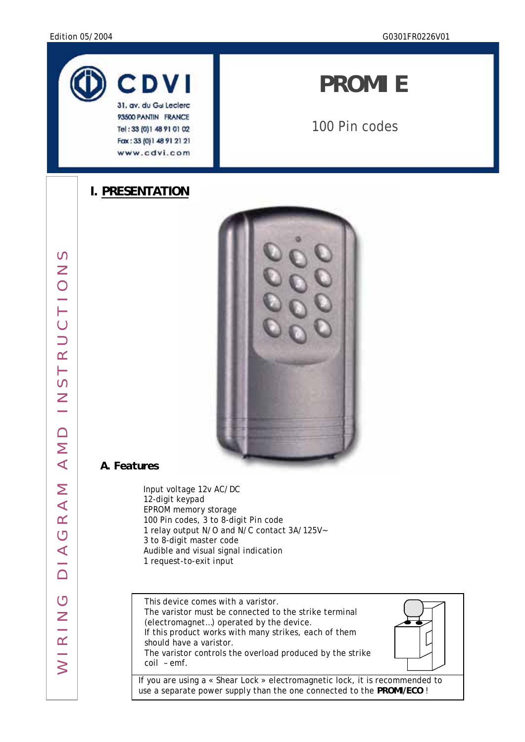Edition 05/2004

G0301FR0226V01

CDVI
31, av. du Gal Leclerc
93500 PANTIN FRANCE
Tel : 33 (0)1 48 91 01 02
Fax : 33 (0)1 48 91 21 21
www.cdvi.com

# PROMI E

100 Pin codes

WIRING DIAGRAM AMD INSTRUCTIONS

## I. PRESENTATION

### A. Features

Input voltage 12v AC/DC
12-digit keypad
EPROM memory storage
100 Pin codes, 3 to 8-digit Pin code
1 relay output N/O and N/C contact 3A/125V~
3 to 8-digit master code
Audible and visual signal indication
1 request-to-exit input

This device comes with a varistor.
The varistor must be connected to the strike terminal (electromagnet…) operated by the device.
If this product works with many strikes, each of them should have a varistor.
The varistor controls the overload produced by the strike coil – emf.

If you are using a « Shear Lock » electromagnetic lock, it is recommended to use a separate power supply than the one connected to the **PROMI/ECO** !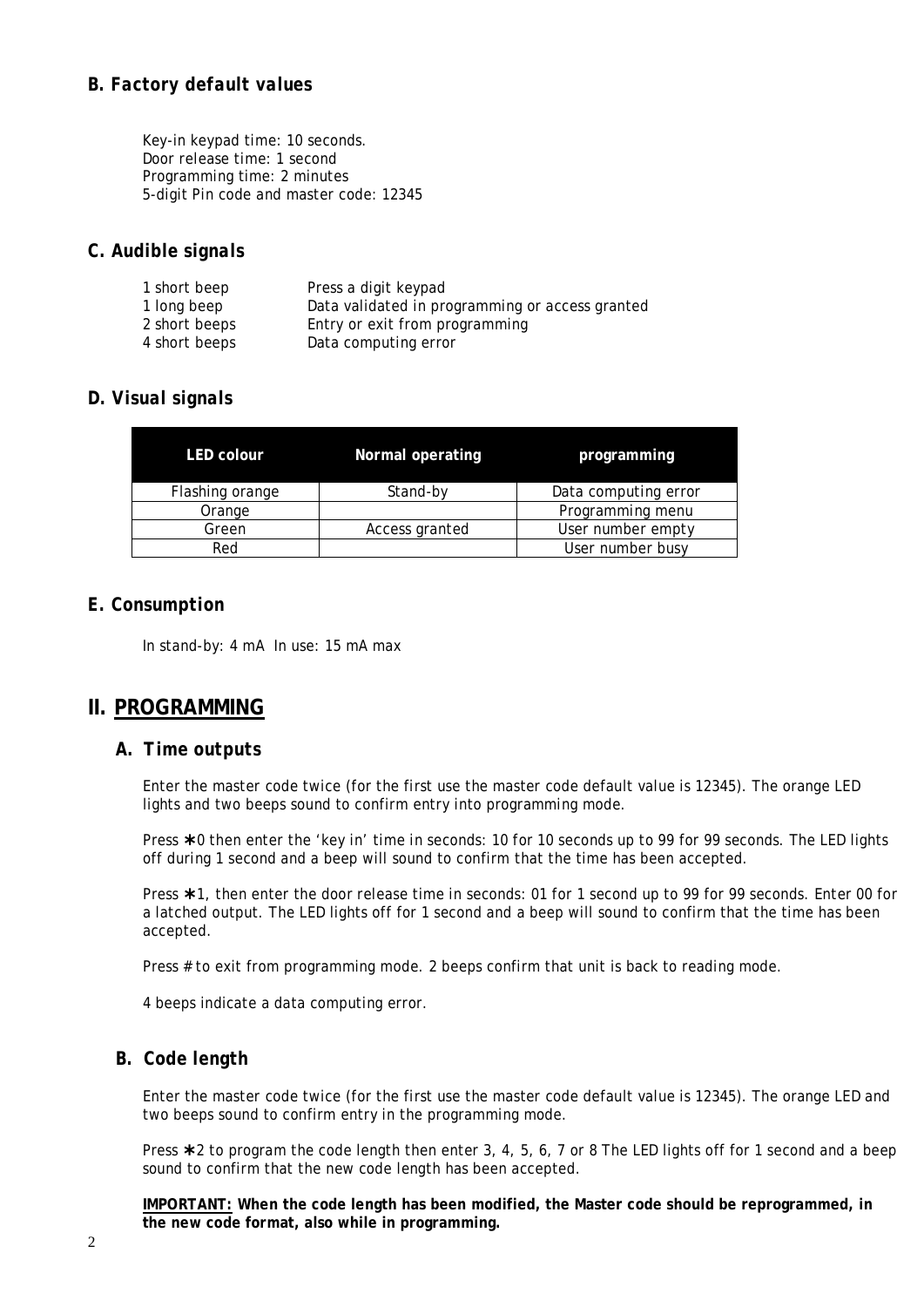### B. *Factory default values*

Key-in keypad time: 10 seconds.
Door release time: 1 second
Programming time: 2 minutes
5-digit Pin code and master code: 12345

### C. *Audible signals*

| | |
|---|---|
| 1 short beep | Press a digit keypad |
| 1 long beep | Data validated in programming or access granted |
| 2 short beeps | Entry or exit from programming |
| 4 short beeps | Data computing error |

### D. *Visual signals*

| LED colour | Normal operating | programming |
|---|---|---|
| Flashing orange | Stand-by | Data computing error |
| Orange | | Programming menu |
| Green | Access granted | User number empty |
| Red | | User number busy |

### E. *Consumption*

In stand-by: 4 mA In use: 15 mA max

## II. PROGRAMMING

### A. *Time outputs*

Enter the master code twice (for the first use the master code default value is 12345). The orange LED lights and two beeps sound to confirm entry into programming mode.

Press ∗0 then enter the 'key in' time in seconds: 10 for 10 seconds up to 99 for 99 seconds. The LED lights off during 1 second and a beep will sound to confirm that the time has been accepted.

Press ∗1, then enter the door release time in seconds: 01 for 1 second up to 99 for 99 seconds. Enter 00 for a latched output. The LED lights off for 1 second and a beep will sound to confirm that the time has been accepted.

Press # to exit from programming mode. 2 beeps confirm that unit is back to reading mode.

4 beeps indicate a data computing error.

### B. *Code length*

Enter the master code twice (for the first use the master code default value is 12345). The orange LED and two beeps sound to confirm entry in the programming mode.

Press ∗2 to program the code length then enter 3, 4, 5, 6, 7 or 8 The LED lights off for 1 second and a beep sound to confirm that the new code length has been accepted.

**IMPORTANT: When the code length has been modified, the Master code should be reprogrammed, in the new code format, also while in programming.**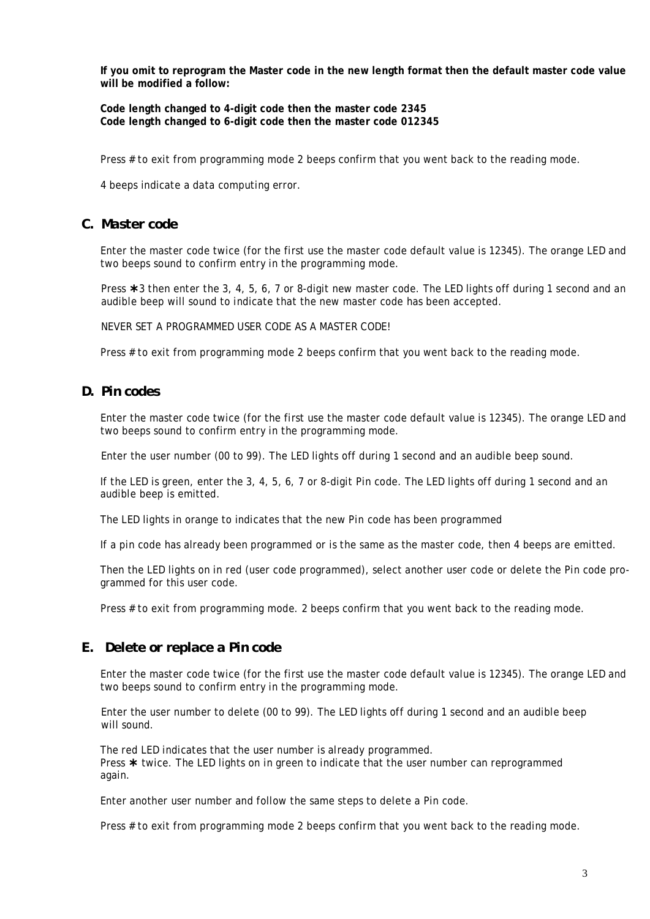**If you omit to reprogram the Master code in the new length format then the default master code value will be modified a follow:**

**Code length changed to 4-digit code then the master code 2345**
**Code length changed to 6-digit code then the master code 012345**

Press # to exit from programming mode 2 beeps confirm that you went back to the reading mode.

4 beeps indicate a data computing error.

## C. Master code

Enter the master code twice (for the first use the master code default value is 12345). The orange LED and two beeps sound to confirm entry in the programming mode.

Press ∗3 then enter the 3, 4, 5, 6, 7 or 8-digit new master code. The LED lights off during 1 second and an audible beep will sound to indicate that the new master code has been accepted.

NEVER SET A PROGRAMMED USER CODE AS A MASTER CODE!

Press # to exit from programming mode 2 beeps confirm that you went back to the reading mode.

## D. Pin codes

Enter the master code twice (for the first use the master code default value is 12345). The orange LED and two beeps sound to confirm entry in the programming mode.

Enter the user number (00 to 99). The LED lights off during 1 second and an audible beep sound.

If the LED is green, enter the 3, 4, 5, 6, 7 or 8-digit Pin code. The LED lights off during 1 second and an audible beep is emitted.

The LED lights in orange to indicates that the new Pin code has been programmed

If a pin code has already been programmed or is the same as the master code, then 4 beeps are emitted.

Then the LED lights on in red (user code programmed), select another user code or delete the Pin code programmed for this user code.

Press # to exit from programming mode. 2 beeps confirm that you went back to the reading mode.

## E. Delete or replace a Pin code

Enter the master code twice (for the first use the master code default value is 12345). The orange LED and two beeps sound to confirm entry in the programming mode.

Enter the user number to delete (00 to 99). The LED lights off during 1 second and an audible beep will sound.

The red LED indicates that the user number is already programmed.
Press ∗ twice. The LED lights on in green to indicate that the user number can reprogrammed again.

Enter another user number and follow the same steps to delete a Pin code.

Press # to exit from programming mode 2 beeps confirm that you went back to the reading mode.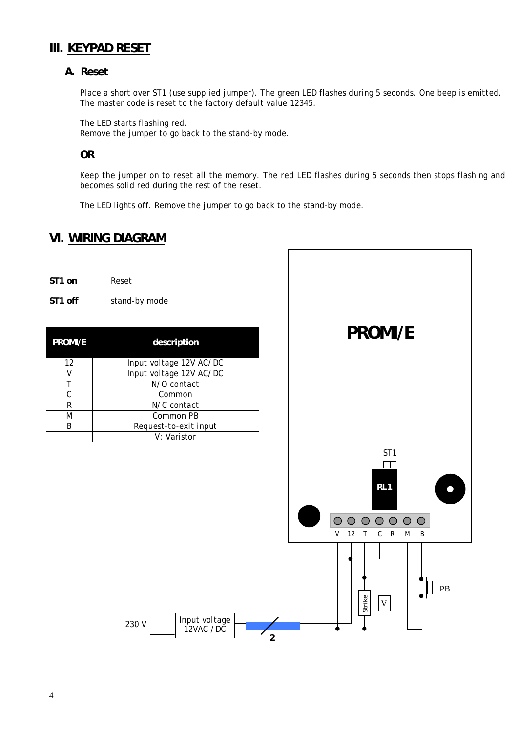## III. KEYPAD RESET

### A. Reset

Place a short over ST1 (use supplied jumper). The green LED flashes during 5 seconds. One beep is emitted. The master code is reset to the factory default value 12345.

The LED starts flashing red.
Remove the jumper to go back to the stand-by mode.

**OR**

Keep the jumper on to reset all the memory. The red LED flashes during 5 seconds then stops flashing and becomes solid red during the rest of the reset.

The LED lights off. Remove the jumper to go back to the stand-by mode.

## VI. WIRING DIAGRAM

**ST1 on** Reset

**ST1 off** stand-by mode

| PROMI/E | description |
|---|---|
| 12 | Input voltage 12V AC/DC |
| V | Input voltage 12V AC/DC |
| T | N/O contact |
| C | Common |
| R | N/C contact |
| M | Common PB |
| B | Request-to-exit input |
| | V: Varistor |

PROMI/E

ST1

RL1

V 12 T C R M B

PB

Strike

V

230 V

Input voltage 12VAC / DC

2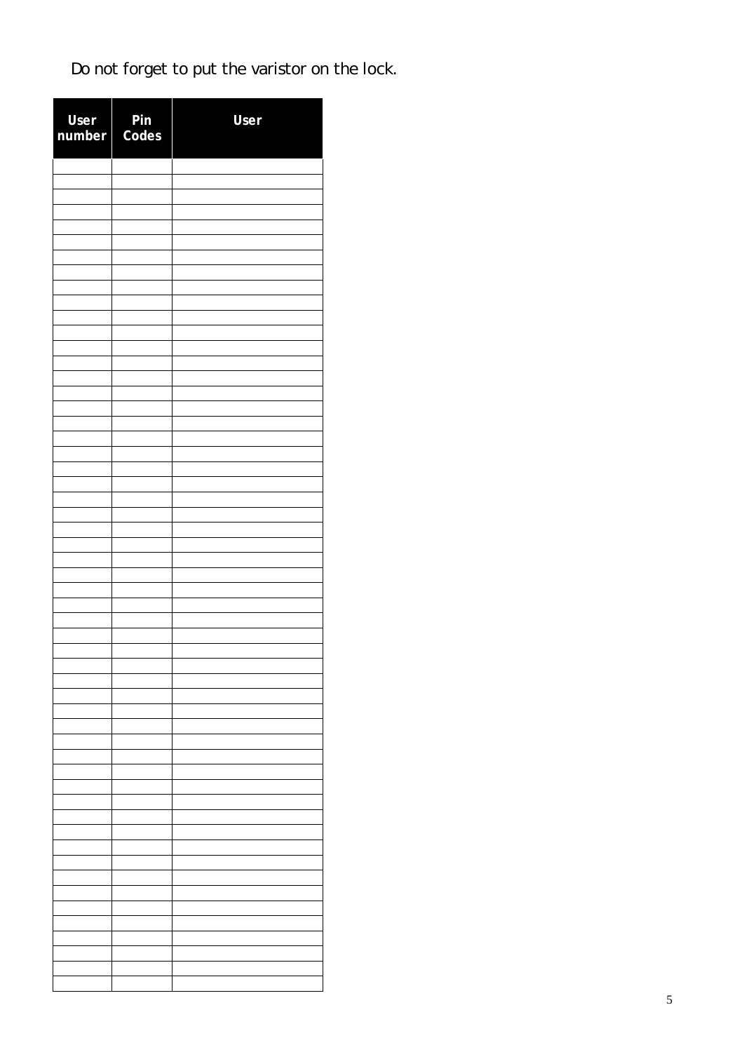Do not forget to put the varistor on the lock.

| User number | Pin Codes | User |
|---|---|---|
| | | |
| | | |
| | | |
| | | |
| | | |
| | | |
| | | |
| | | |
| | | |
| | | |
| | | |
| | | |
| | | |
| | | |
| | | |
| | | |
| | | |
| | | |
| | | |
| | | |
| | | |
| | | |
| | | |
| | | |
| | | |
| | | |
| | | |
| | | |
| | | |
| | | |
| | | |
| | | |
| | | |
| | | |
| | | |
| | | |
| | | |
| | | |
| | | |
| | | |
| | | |
| | | |
| | | |
| | | |
| | | |
| | | |
| | | |
| | | |
| | | |
| | | |
| | | |
| | | |
| | | |
| | | |
| | | |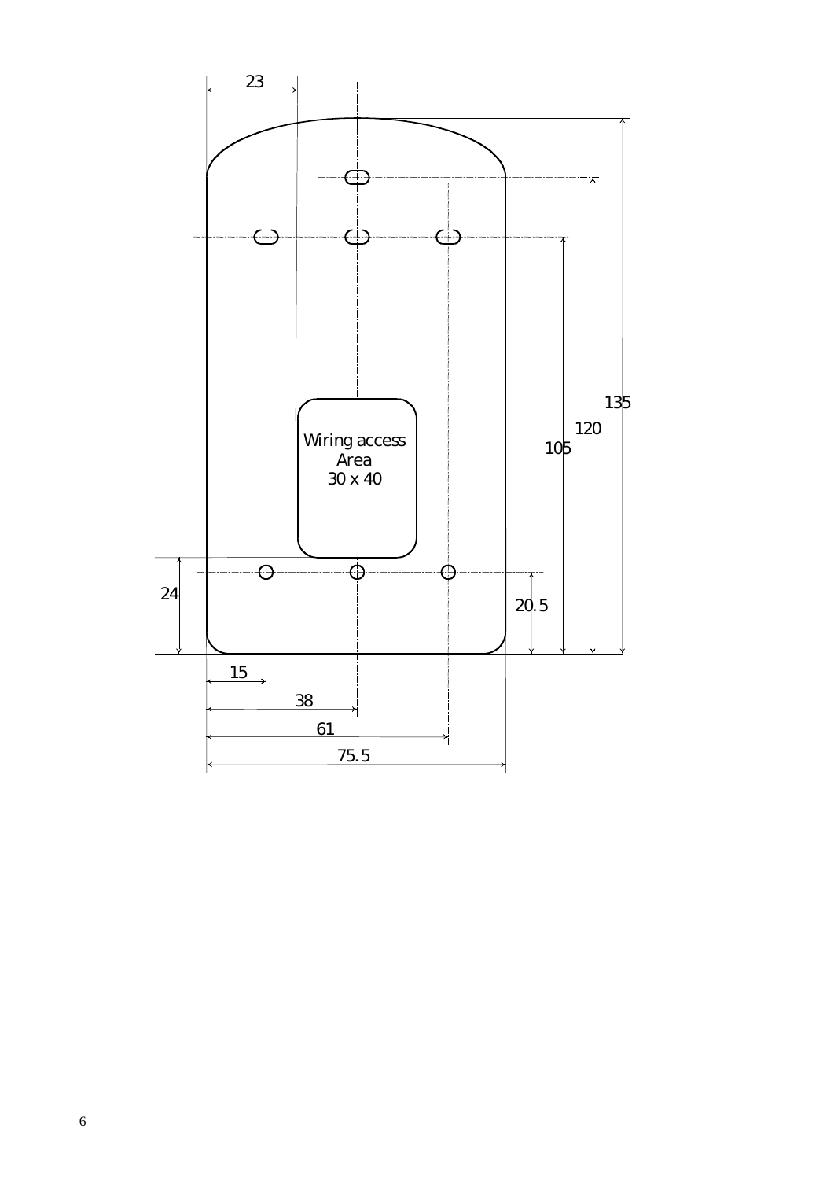23

135

120

105

Wiring access
Area
30 x 40

24

20.5

15

38

61

75.5